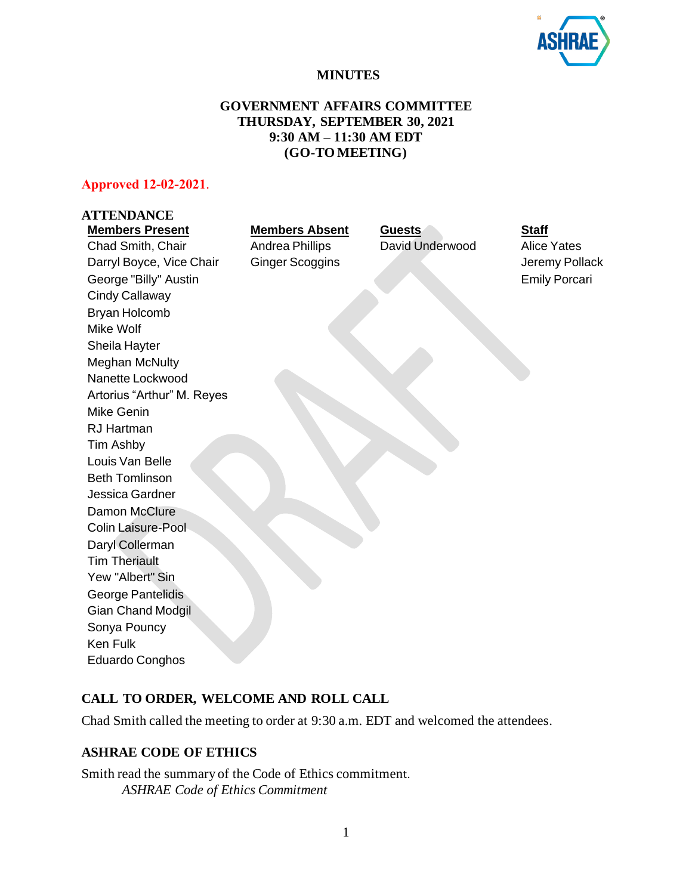# MINUTES

## GOVERNMENT AFFAIRS COMMITTEE
## THURSDAY, SEPTEMBER 30, 2021
## 9:30 AM – 11:30 AM EDT
## (GO-TO MEETING)

**Approved 12-02-2021.**

## ATTENDANCE

| Members Present | Members Absent | Guests | Staff |
|---|---|---|---|
| Chad Smith, Chair | Andrea Phillips | David Underwood | Alice Yates |
| Darryl Boyce, Vice Chair | Ginger Scoggins | | Jeremy Pollack |
| George "Billy" Austin | | | Emily Porcari |
| Cindy Callaway | | | |
| Bryan Holcomb | | | |
| Mike Wolf | | | |
| Sheila Hayter | | | |
| Meghan McNulty | | | |
| Nanette Lockwood | | | |
| Artorius "Arthur" M. Reyes | | | |
| Mike Genin | | | |
| RJ Hartman | | | |
| Tim Ashby | | | |
| Louis Van Belle | | | |
| Beth Tomlinson | | | |
| Jessica Gardner | | | |
| Damon McClure | | | |
| Colin Laisure-Pool | | | |
| Daryl Collerman | | | |
| Tim Theriault | | | |
| Yew "Albert" Sin | | | |
| George Pantelidis | | | |
| Gian Chand Modgil | | | |
| Sonya Pouncy | | | |
| Ken Fulk | | | |
| Eduardo Conghos | | | |

## CALL TO ORDER, WELCOME AND ROLL CALL

Chad Smith called the meeting to order at 9:30 a.m. EDT and welcomed the attendees.

## ASHRAE CODE OF ETHICS

Smith read the summary of the Code of Ethics commitment.

*ASHRAE Code of Ethics Commitment*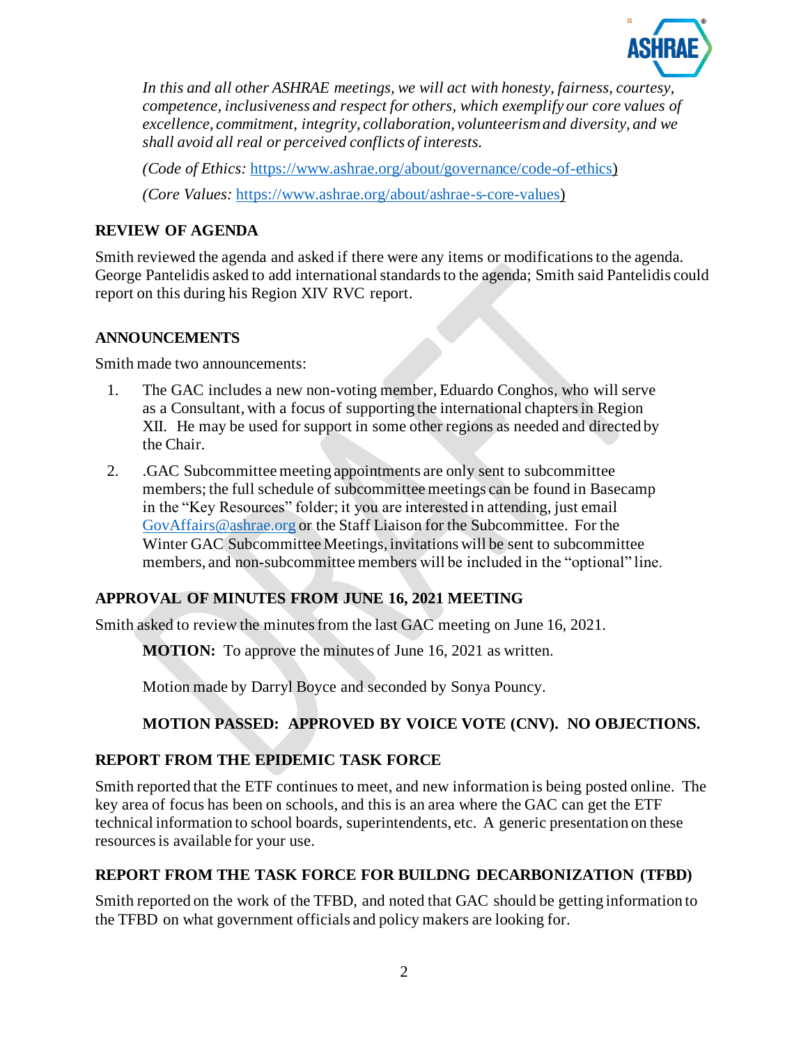*In this and all other ASHRAE meetings, we will act with honesty, fairness, courtesy, competence, inclusiveness and respect for others, which exemplify our core values of excellence, commitment, integrity, collaboration, volunteerism and diversity, and we shall avoid all real or perceived conflicts of interests.*

*(Code of Ethics:* https://www.ashrae.org/about/governance/code-of-ethics)

*(Core Values:* https://www.ashrae.org/about/ashrae-s-core-values)

## REVIEW OF AGENDA

Smith reviewed the agenda and asked if there were any items or modifications to the agenda. George Pantelidis asked to add international standards to the agenda; Smith said Pantelidis could report on this during his Region XIV RVC report.

## ANNOUNCEMENTS

Smith made two announcements:

1. The GAC includes a new non-voting member, Eduardo Conghos, who will serve as a Consultant, with a focus of supporting the international chapters in Region XII. He may be used for support in some other regions as needed and directed by the Chair.
2. .GAC Subcommittee meeting appointments are only sent to subcommittee members; the full schedule of subcommittee meetings can be found in Basecamp in the "Key Resources" folder; it you are interested in attending, just email GovAffairs@ashrae.org or the Staff Liaison for the Subcommittee. For the Winter GAC Subcommittee Meetings, invitations will be sent to subcommittee members, and non-subcommittee members will be included in the "optional" line.

## APPROVAL OF MINUTES FROM JUNE 16, 2021 MEETING

Smith asked to review the minutes from the last GAC meeting on June 16, 2021.

**MOTION:** To approve the minutes of June 16, 2021 as written.

Motion made by Darryl Boyce and seconded by Sonya Pouncy.

**MOTION PASSED: APPROVED BY VOICE VOTE (CNV). NO OBJECTIONS.**

## REPORT FROM THE EPIDEMIC TASK FORCE

Smith reported that the ETF continues to meet, and new information is being posted online. The key area of focus has been on schools, and this is an area where the GAC can get the ETF technical information to school boards, superintendents, etc. A generic presentation on these resources is available for your use.

## REPORT FROM THE TASK FORCE FOR BUILDNG DECARBONIZATION (TFBD)

Smith reported on the work of the TFBD, and noted that GAC should be getting information to the TFBD on what government officials and policy makers are looking for.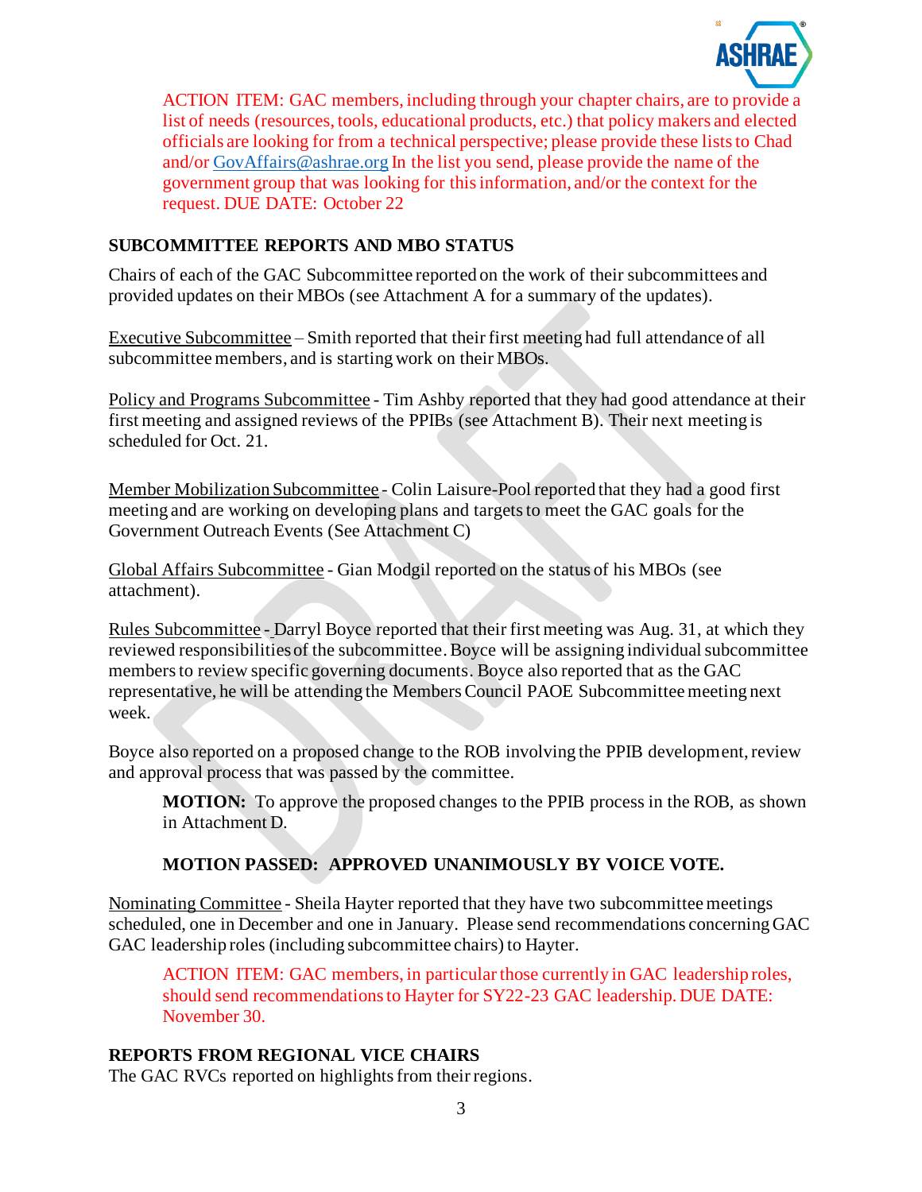ACTION ITEM: GAC members, including through your chapter chairs, are to provide a list of needs (resources, tools, educational products, etc.) that policy makers and elected officials are looking for from a technical perspective; please provide these lists to Chad and/or GovAffairs@ashrae.org In the list you send, please provide the name of the government group that was looking for this information, and/or the context for the request. DUE DATE: October 22

## SUBCOMMITTEE REPORTS AND MBO STATUS

Chairs of each of the GAC Subcommittee reported on the work of their subcommittees and provided updates on their MBOs (see Attachment A for a summary of the updates).

Executive Subcommittee – Smith reported that their first meeting had full attendance of all subcommittee members, and is starting work on their MBOs.

Policy and Programs Subcommittee - Tim Ashby reported that they had good attendance at their first meeting and assigned reviews of the PPIBs (see Attachment B). Their next meeting is scheduled for Oct. 21.

Member Mobilization Subcommittee - Colin Laisure-Pool reported that they had a good first meeting and are working on developing plans and targets to meet the GAC goals for the Government Outreach Events (See Attachment C)

Global Affairs Subcommittee - Gian Modgil reported on the status of his MBOs (see attachment).

Rules Subcommittee - Darryl Boyce reported that their first meeting was Aug. 31, at which they reviewed responsibilities of the subcommittee. Boyce will be assigning individual subcommittee members to review specific governing documents. Boyce also reported that as the GAC representative, he will be attending the Members Council PAOE Subcommittee meeting next week.

Boyce also reported on a proposed change to the ROB involving the PPIB development, review and approval process that was passed by the committee.

**MOTION:** To approve the proposed changes to the PPIB process in the ROB, as shown in Attachment D.

**MOTION PASSED: APPROVED UNANIMOUSLY BY VOICE VOTE.**

Nominating Committee - Sheila Hayter reported that they have two subcommittee meetings scheduled, one in December and one in January. Please send recommendations concerning GAC GAC leadership roles (including subcommittee chairs) to Hayter.

ACTION ITEM: GAC members, in particular those currently in GAC leadership roles, should send recommendations to Hayter for SY22-23 GAC leadership. DUE DATE: November 30.

## REPORTS FROM REGIONAL VICE CHAIRS

The GAC RVCs reported on highlights from their regions.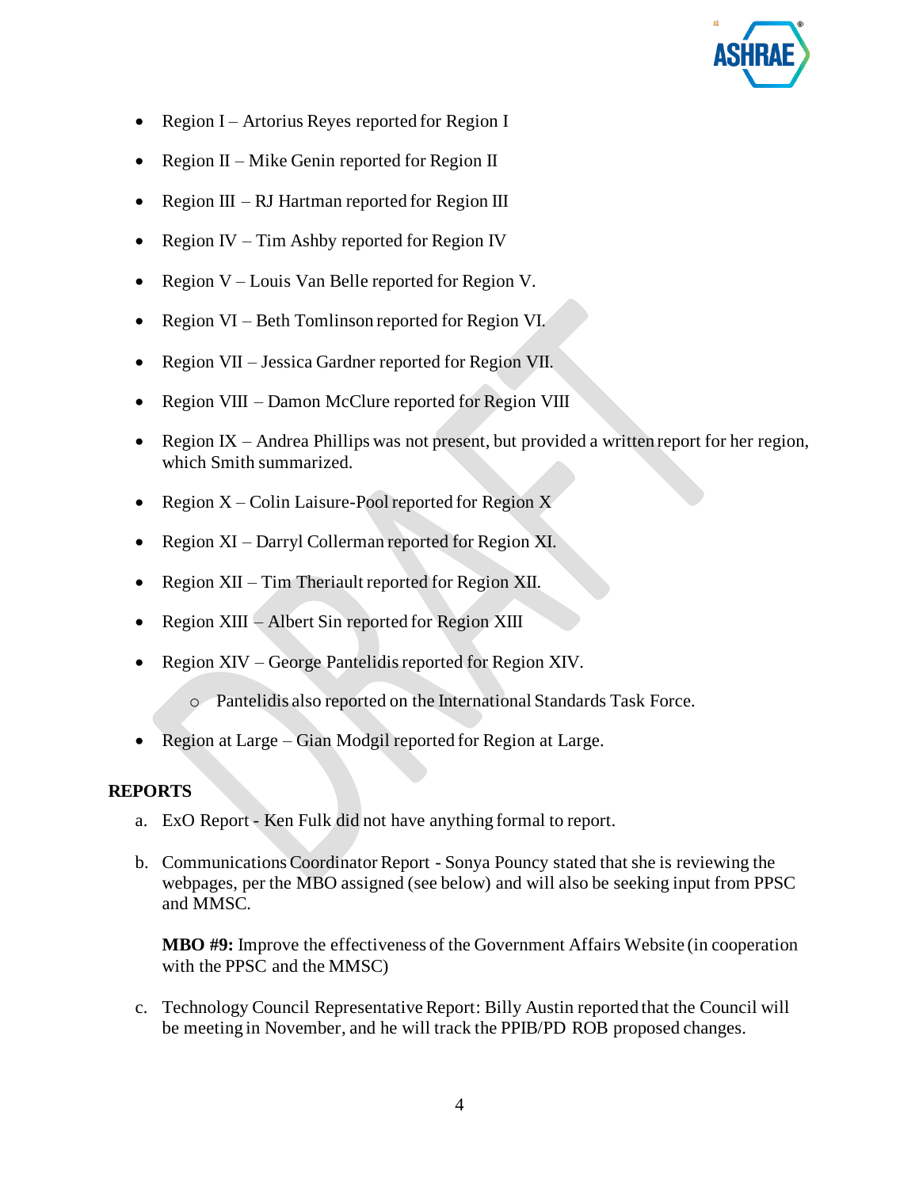- Region I – Artorius Reyes reported for Region I
- Region II – Mike Genin reported for Region II
- Region III – RJ Hartman reported for Region III
- Region IV – Tim Ashby reported for Region IV
- Region V – Louis Van Belle reported for Region V.
- Region VI – Beth Tomlinson reported for Region VI.
- Region VII – Jessica Gardner reported for Region VII.
- Region VIII – Damon McClure reported for Region VIII
- Region IX – Andrea Phillips was not present, but provided a written report for her region, which Smith summarized.
- Region X – Colin Laisure-Pool reported for Region X
- Region XI – Darryl Collerman reported for Region XI.
- Region XII – Tim Theriault reported for Region XII.
- Region XIII – Albert Sin reported for Region XIII
- Region XIV – George Pantelidis reported for Region XIV.
    - Pantelidis also reported on the International Standards Task Force.
- Region at Large – Gian Modgil reported for Region at Large.

**REPORTS**

a. ExO Report - Ken Fulk did not have anything formal to report.

b. Communications Coordinator Report - Sonya Pouncy stated that she is reviewing the webpages, per the MBO assigned (see below) and will also be seeking input from PPSC and MMSC.

   **MBO #9:** Improve the effectiveness of the Government Affairs Website (in cooperation with the PPSC and the MMSC)

c. Technology Council Representative Report: Billy Austin reported that the Council will be meeting in November, and he will track the PPIB/PD ROB proposed changes.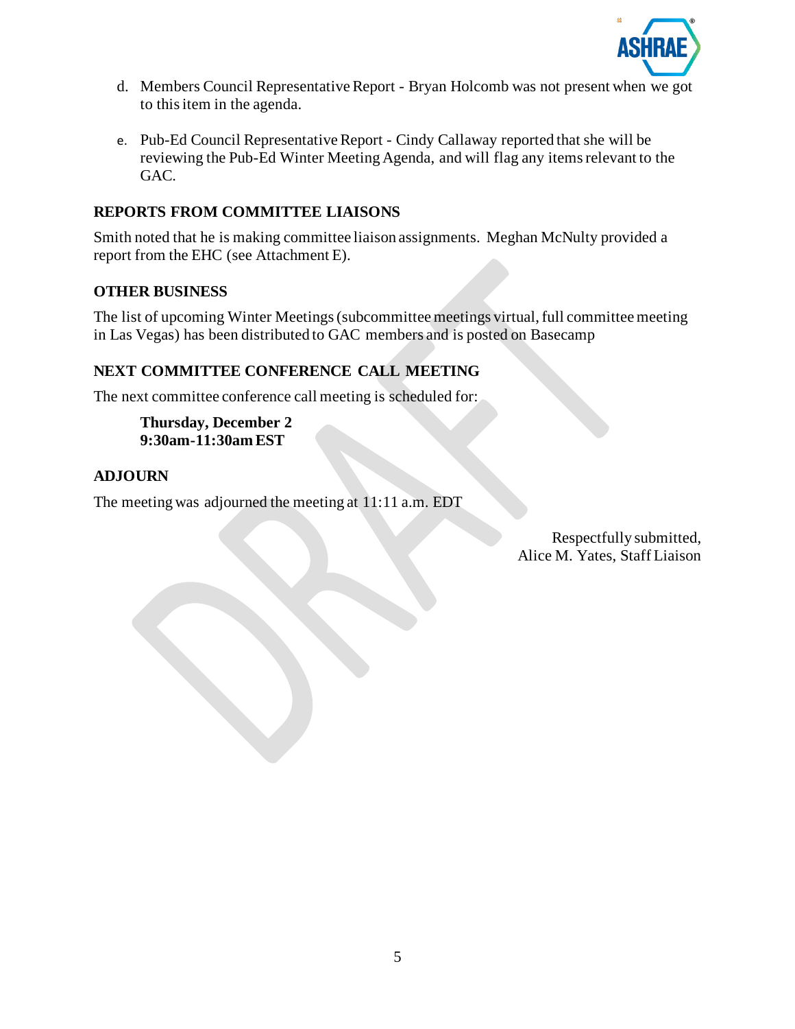d. Members Council Representative Report - Bryan Holcomb was not present when we got to this item in the agenda.

e. Pub-Ed Council Representative Report - Cindy Callaway reported that she will be reviewing the Pub-Ed Winter Meeting Agenda, and will flag any items relevant to the GAC.

## REPORTS FROM COMMITTEE LIAISONS

Smith noted that he is making committee liaison assignments. Meghan McNulty provided a report from the EHC (see Attachment E).

## OTHER BUSINESS

The list of upcoming Winter Meetings (subcommittee meetings virtual, full committee meeting in Las Vegas) has been distributed to GAC members and is posted on Basecamp

## NEXT COMMITTEE CONFERENCE CALL MEETING

The next committee conference call meeting is scheduled for:

**Thursday, December 2**
**9:30am-11:30am EST**

## ADJOURN

The meeting was adjourned the meeting at 11:11 a.m. EDT

Respectfully submitted,
Alice M. Yates, Staff Liaison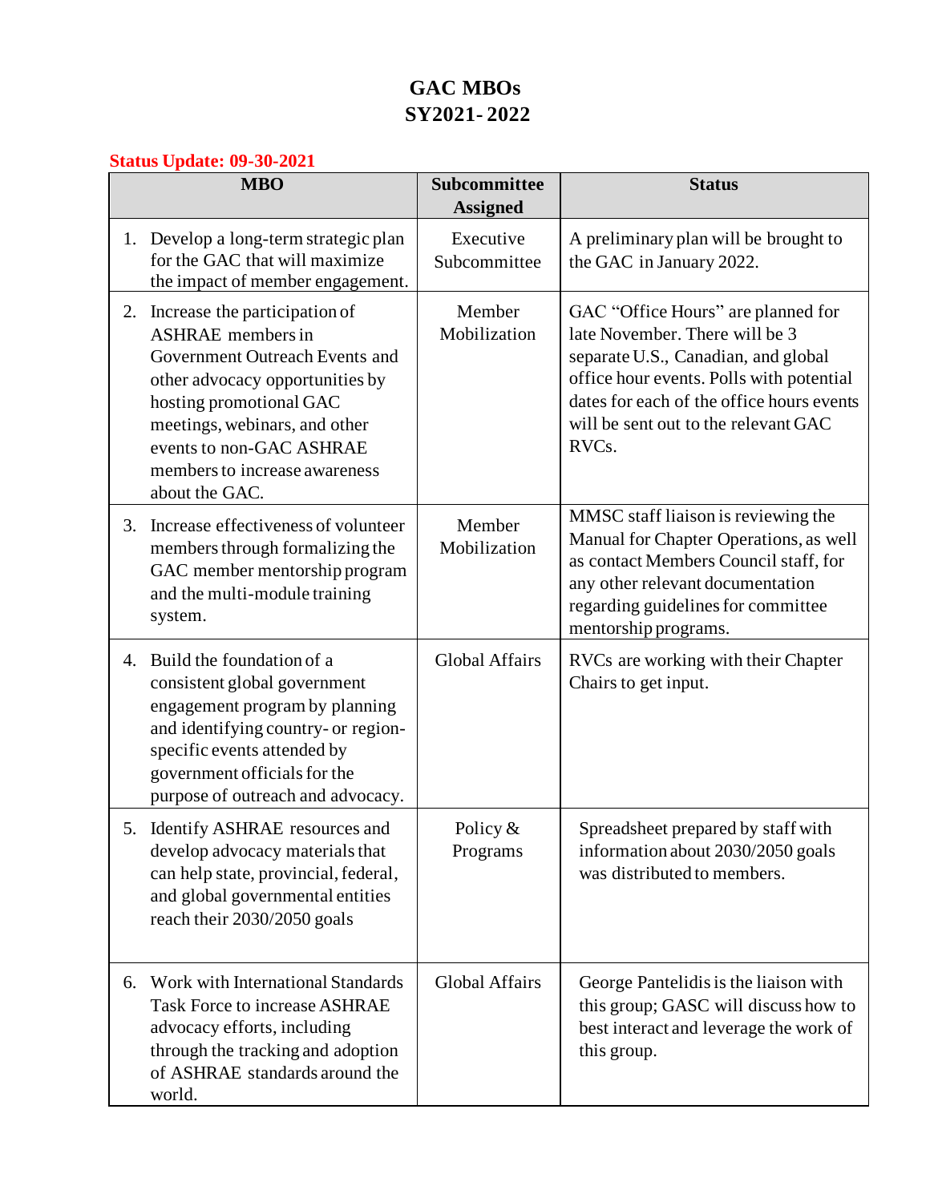# GAC MBOs
# SY2021- 2022

**Status Update: 09-30-2021**

| MBO | Subcommittee Assigned | Status |
|---|---|---|
| 1. Develop a long-term strategic plan for the GAC that will maximize the impact of member engagement. | Executive Subcommittee | A preliminary plan will be brought to the GAC in January 2022. |
| 2. Increase the participation of ASHRAE members in Government Outreach Events and other advocacy opportunities by hosting promotional GAC meetings, webinars, and other events to non-GAC ASHRAE members to increase awareness about the GAC. | Member Mobilization | GAC "Office Hours" are planned for late November. There will be 3 separate U.S., Canadian, and global office hour events. Polls with potential dates for each of the office hours events will be sent out to the relevant GAC RVCs. |
| 3. Increase effectiveness of volunteer members through formalizing the GAC member mentorship program and the multi-module training system. | Member Mobilization | MMSC staff liaison is reviewing the Manual for Chapter Operations, as well as contact Members Council staff, for any other relevant documentation regarding guidelines for committee mentorship programs. |
| 4. Build the foundation of a consistent global government engagement program by planning and identifying country- or region-specific events attended by government officials for the purpose of outreach and advocacy. | Global Affairs | RVCs are working with their Chapter Chairs to get input. |
| 5. Identify ASHRAE resources and develop advocacy materials that can help state, provincial, federal, and global governmental entities reach their 2030/2050 goals | Policy & Programs | Spreadsheet prepared by staff with information about 2030/2050 goals was distributed to members. |
| 6. Work with International Standards Task Force to increase ASHRAE advocacy efforts, including through the tracking and adoption of ASHRAE standards around the world. | Global Affairs | George Pantelidis is the liaison with this group; GASC will discuss how to best interact and leverage the work of this group. |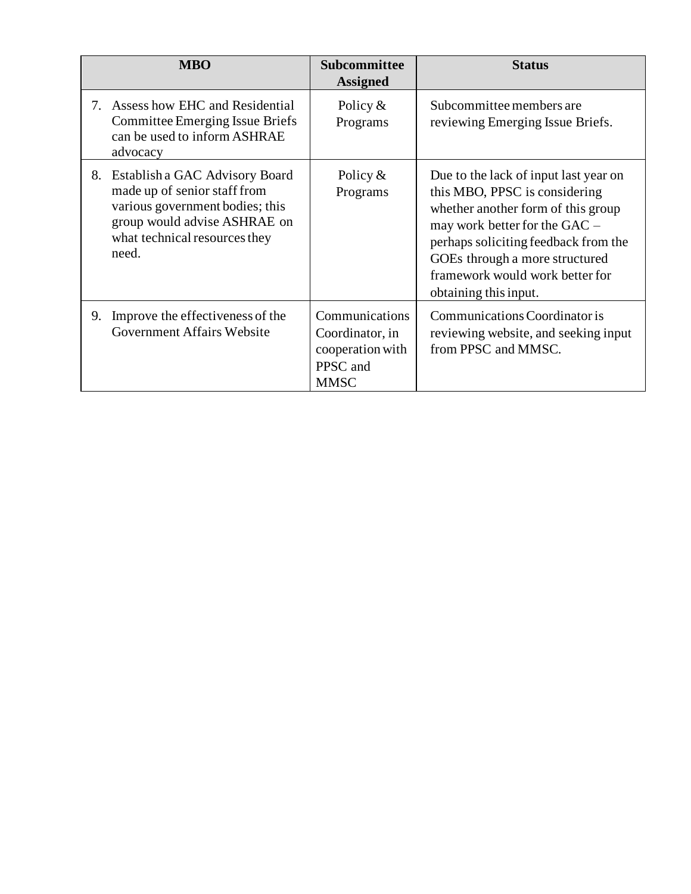| MBO | Subcommittee Assigned | Status |
|---|---|---|
| 7. Assess how EHC and Residential Committee Emerging Issue Briefs can be used to inform ASHRAE advocacy | Policy & Programs | Subcommittee members are reviewing Emerging Issue Briefs. |
| 8. Establish a GAC Advisory Board made up of senior staff from various government bodies; this group would advise ASHRAE on what technical resources they need. | Policy & Programs | Due to the lack of input last year on this MBO, PPSC is considering whether another form of this group may work better for the GAC – perhaps soliciting feedback from the GOEs through a more structured framework would work better for obtaining this input. |
| 9. Improve the effectiveness of the Government Affairs Website | Communications Coordinator, in cooperation with PPSC and MMSC | Communications Coordinator is reviewing website, and seeking input from PPSC and MMSC. |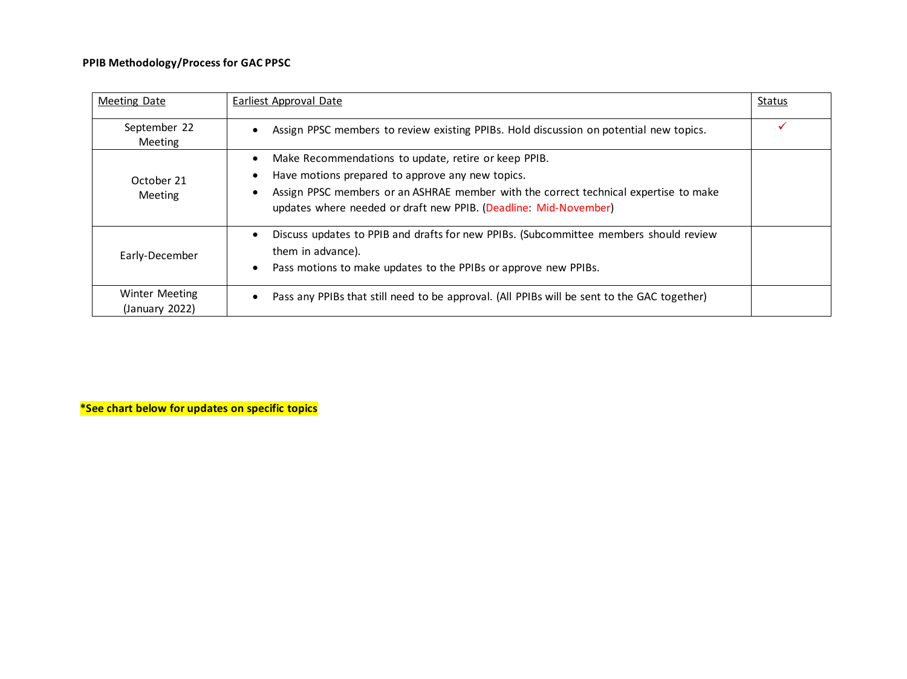**PPIB Methodology/Process for GAC PPSC**

| Meeting Date | Earliest Approval Date | Status |
|---|---|---|
| September 22 Meeting | • Assign PPSC members to review existing PPIBs. Hold discussion on potential new topics. | ✓ |
| October 21 Meeting | • Make Recommendations to update, retire or keep PPIB.<br>• Have motions prepared to approve any new topics.<br>• Assign PPSC members or an ASHRAE member with the correct technical expertise to make updates where needed or draft new PPIB. (Deadline: Mid-November) | |
| Early-December | • Discuss updates to PPIB and drafts for new PPIBs. (Subcommittee members should review them in advance).<br>• Pass motions to make updates to the PPIBs or approve new PPIBs. | |
| Winter Meeting (January 2022) | • Pass any PPIBs that still need to be approval. (All PPIBs will be sent to the GAC together) | |

**\*See chart below for updates on specific topics**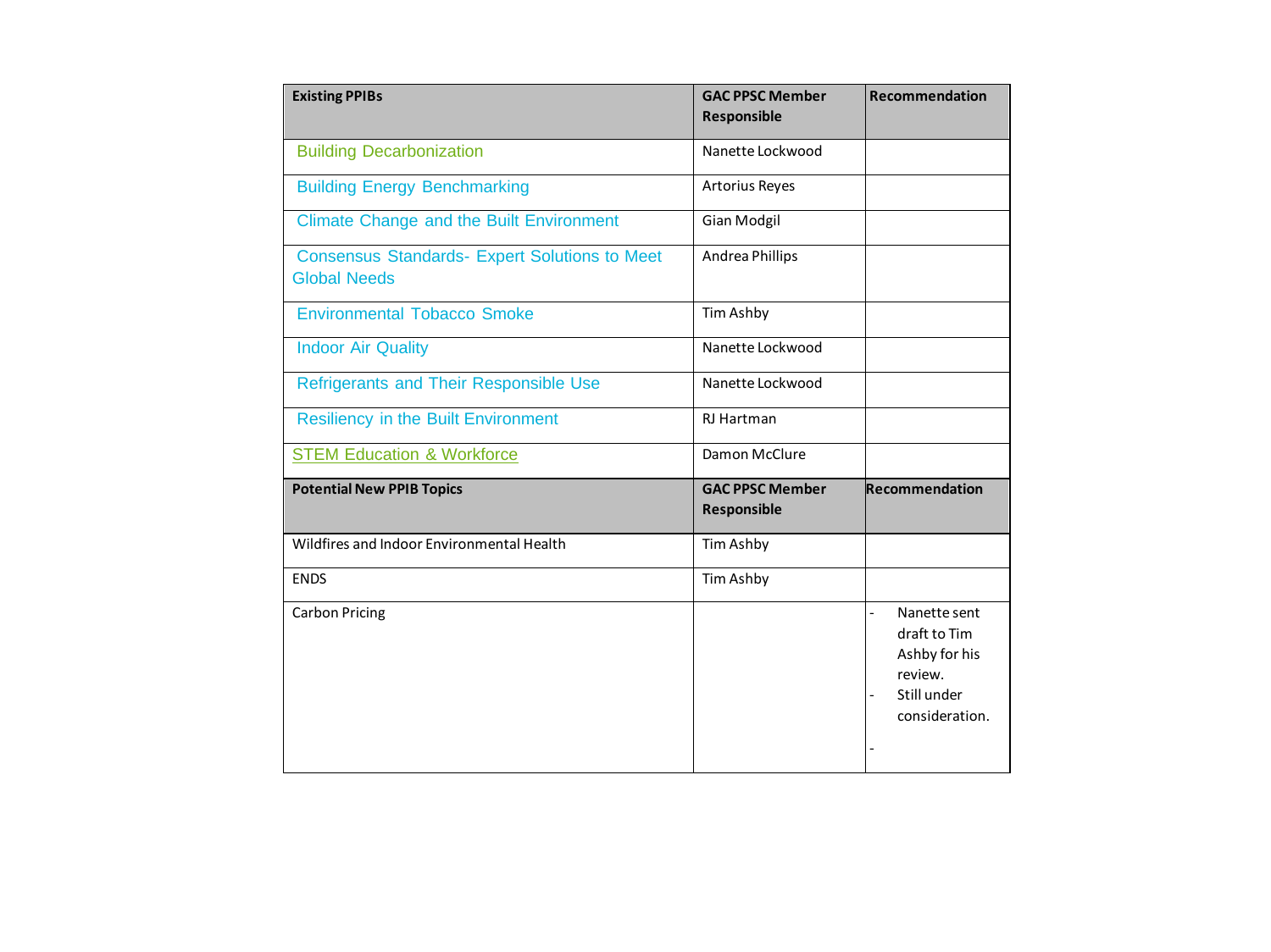| Existing PPIBs | GAC PPSC Member Responsible | Recommendation |
|---|---|---|
| Building Decarbonization | Nanette Lockwood | |
| Building Energy Benchmarking | Artorius Reyes | |
| Climate Change and the Built Environment | Gian Modgil | |
| Consensus Standards- Expert Solutions to Meet Global Needs | Andrea Phillips | |
| Environmental Tobacco Smoke | Tim Ashby | |
| Indoor Air Quality | Nanette Lockwood | |
| Refrigerants and Their Responsible Use | Nanette Lockwood | |
| Resiliency in the Built Environment | RJ Hartman | |
| STEM Education & Workforce | Damon McClure | |
| **Potential New PPIB Topics** | **GAC PPSC Member Responsible** | **Recommendation** |
| Wildfires and Indoor Environmental Health | Tim Ashby | |
| ENDS | Tim Ashby | |
| Carbon Pricing | | - Nanette sent draft to Tim Ashby for his review. <br> - Still under consideration. <br> - |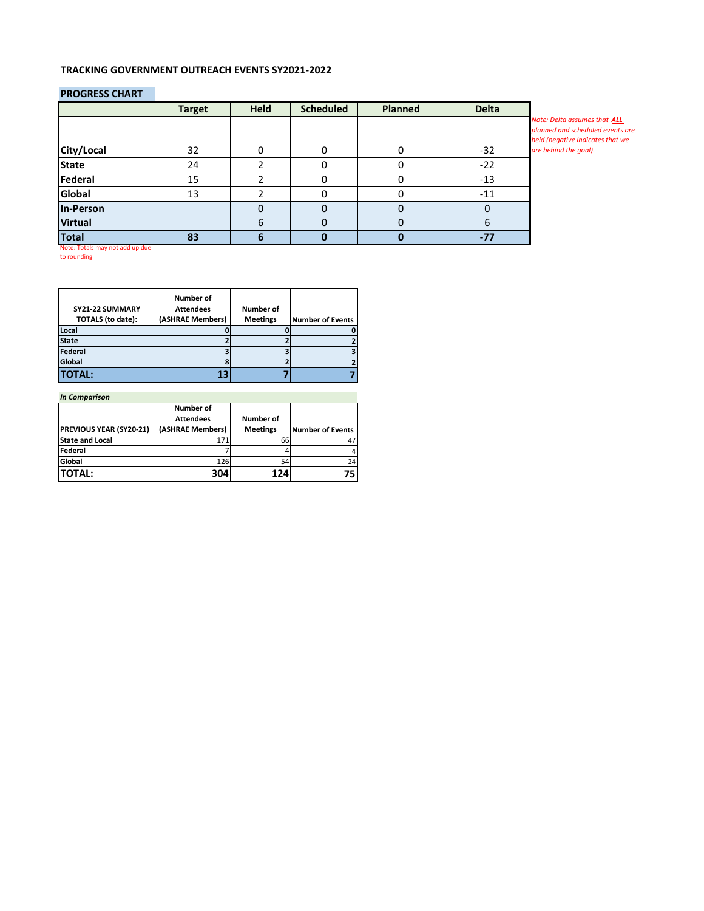**TRACKING GOVERNMENT OUTREACH EVENTS SY2021-2022**

**PROGRESS CHART**

| | Target | Held | Scheduled | Planned | Delta |
|---|---|---|---|---|---|
| **City/Local** | 32 | 0 | 0 | 0 | -32 |
| **State** | 24 | 2 | 0 | 0 | -22 |
| **Federal** | 15 | 2 | 0 | 0 | -13 |
| **Global** | 13 | 2 | 0 | 0 | -11 |
| **In-Person** | | 0 | 0 | 0 | 0 |
| **Virtual** | | 6 | 0 | 0 | 6 |
| **Total** | **83** | **6** | **0** | **0** | **-77** |

*Note: Delta assumes that **ALL** planned and scheduled events are held (negative indicates that we are behind the goal).*

Note: Totals may not add up due to rounding

| SY21-22 SUMMARY TOTALS (to date): | Number of Attendees (ASHRAE Members) | Number of Meetings | Number of Events |
|---|---|---|---|
| **Local** | 0 | 0 | 0 |
| **State** | 2 | 2 | 2 |
| **Federal** | 3 | 3 | 3 |
| **Global** | 8 | 2 | 2 |
| **TOTAL:** | **13** | **7** | **7** |

***In Comparison***

| PREVIOUS YEAR (SY20-21) | Number of Attendees (ASHRAE Members) | Number of Meetings | Number of Events |
|---|---|---|---|
| **State and Local** | 171 | 66 | 47 |
| **Federal** | 7 | 4 | 4 |
| **Global** | 126 | 54 | 24 |
| **TOTAL:** | **304** | **124** | **75** |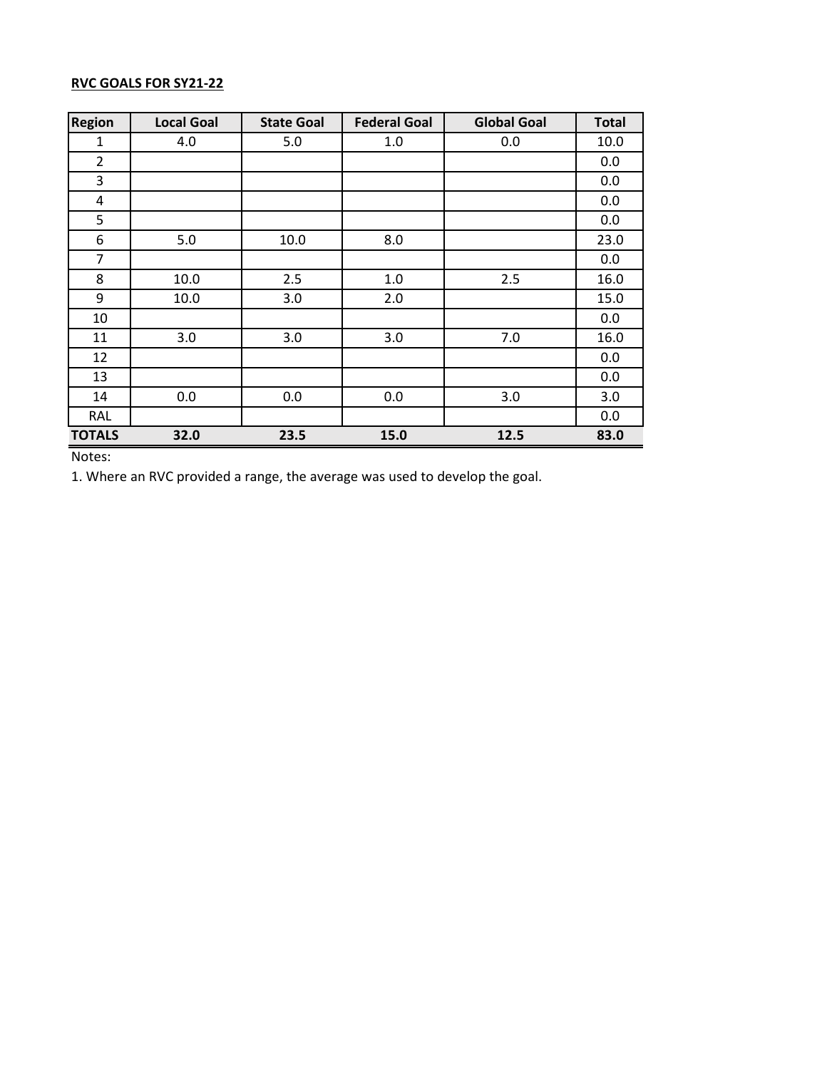**RVC GOALS FOR SY21-22**

| Region | Local Goal | State Goal | Federal Goal | Global Goal | Total |
|---|---|---|---|---|---|
| 1 | 4.0 | 5.0 | 1.0 | 0.0 | 10.0 |
| 2 | | | | | 0.0 |
| 3 | | | | | 0.0 |
| 4 | | | | | 0.0 |
| 5 | | | | | 0.0 |
| 6 | 5.0 | 10.0 | 8.0 | | 23.0 |
| 7 | | | | | 0.0 |
| 8 | 10.0 | 2.5 | 1.0 | 2.5 | 16.0 |
| 9 | 10.0 | 3.0 | 2.0 | | 15.0 |
| 10 | | | | | 0.0 |
| 11 | 3.0 | 3.0 | 3.0 | 7.0 | 16.0 |
| 12 | | | | | 0.0 |
| 13 | | | | | 0.0 |
| 14 | 0.0 | 0.0 | 0.0 | 3.0 | 3.0 |
| RAL | | | | | 0.0 |
| **TOTALS** | **32.0** | **23.5** | **15.0** | **12.5** | **83.0** |

Notes:

1. Where an RVC provided a range, the average was used to develop the goal.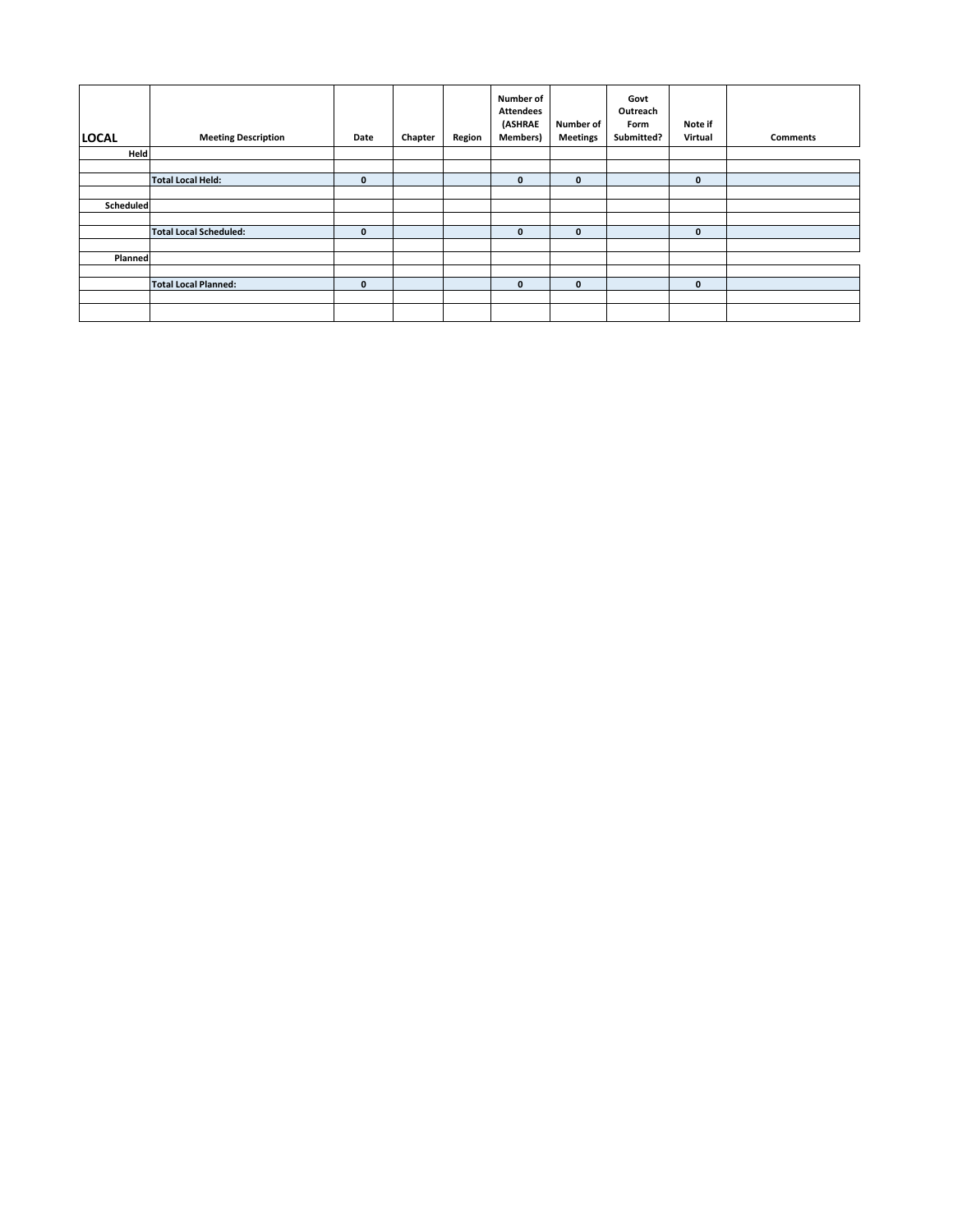| LOCAL | Meeting Description | Date | Chapter | Region | Number of Attendees (ASHRAE Members) | Number of Meetings | Govt Outreach Form Submitted? | Note if Virtual | Comments |
|---|---|---|---|---|---|---|---|---|---|
| Held | | | | | | | | | |
| | | | | | | | | | |
| | **Total Local Held:** | **0** | | | **0** | **0** | | **0** | |
| | | | | | | | | | |
| **Scheduled** | | | | | | | | | |
| | | | | | | | | | |
| | **Total Local Scheduled:** | **0** | | | **0** | **0** | | **0** | |
| | | | | | | | | | |
| **Planned** | | | | | | | | | |
| | | | | | | | | | |
| | **Total Local Planned:** | **0** | | | **0** | **0** | | **0** | |
| | | | | | | | | | |
| | | | | | | | | | |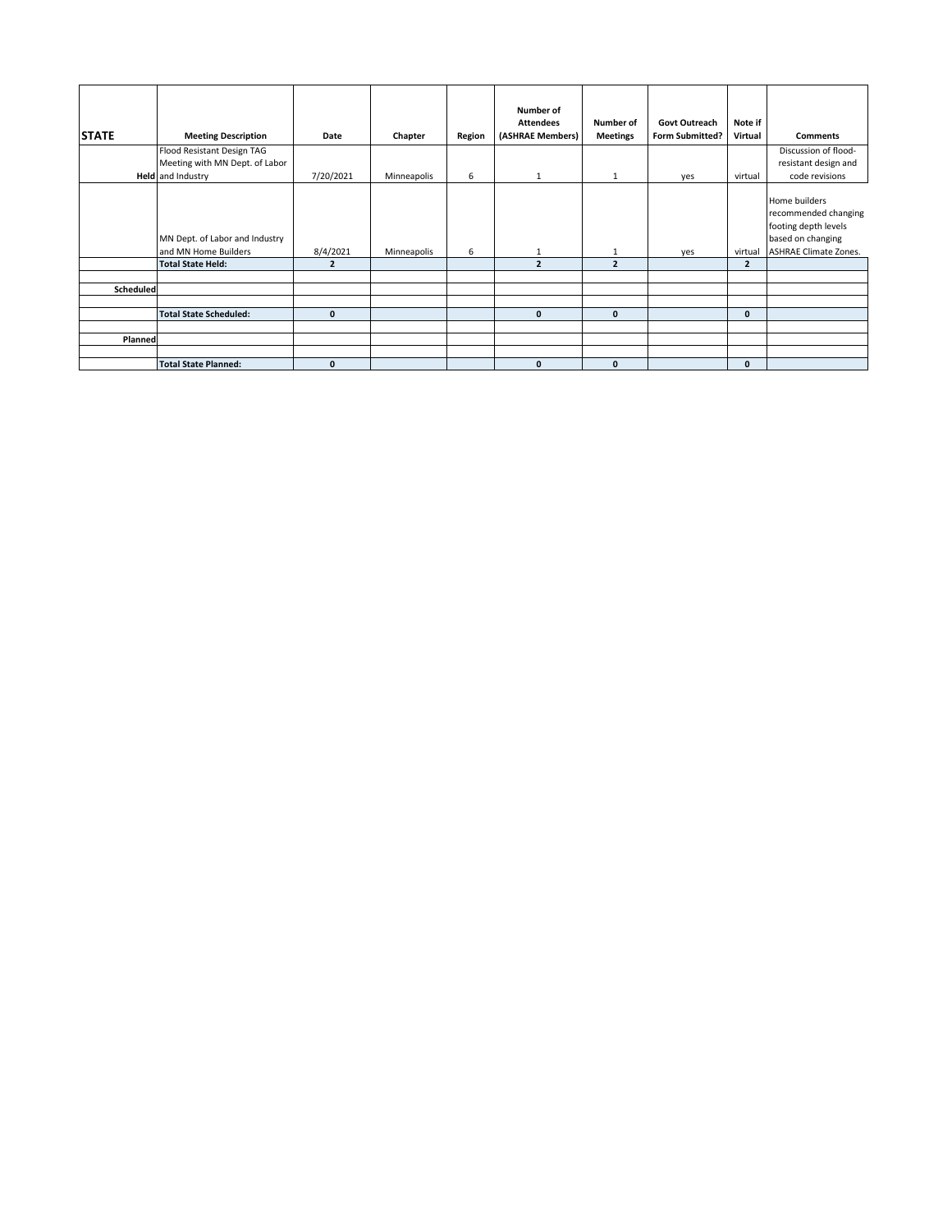| STATE | Meeting Description | Date | Chapter | Region | Number of Attendees (ASHRAE Members) | Number of Meetings | Govt Outreach Form Submitted? | Note if Virtual | Comments |
|---|---|---|---|---|---|---|---|---|---|
| Held | Flood Resistant Design TAG Meeting with MN Dept. of Labor and Industry | 7/20/2021 | Minneapolis | 6 | 1 | 1 | yes | virtual | Discussion of flood-resistant design and code revisions |
| | MN Dept. of Labor and Industry and MN Home Builders | 8/4/2021 | Minneapolis | 6 | 1 | 1 | yes | virtual | Home builders recommended changing footing depth levels based on changing ASHRAE Climate Zones. |
| | **Total State Held:** | **2** | | | **2** | **2** | | **2** | |
| | | | | | | | | | |
| Scheduled | | | | | | | | | |
| | | | | | | | | | |
| | **Total State Scheduled:** | **0** | | | **0** | **0** | | **0** | |
| | | | | | | | | | |
| Planned | | | | | | | | | |
| | | | | | | | | | |
| | **Total State Planned:** | **0** | | | **0** | **0** | | **0** | |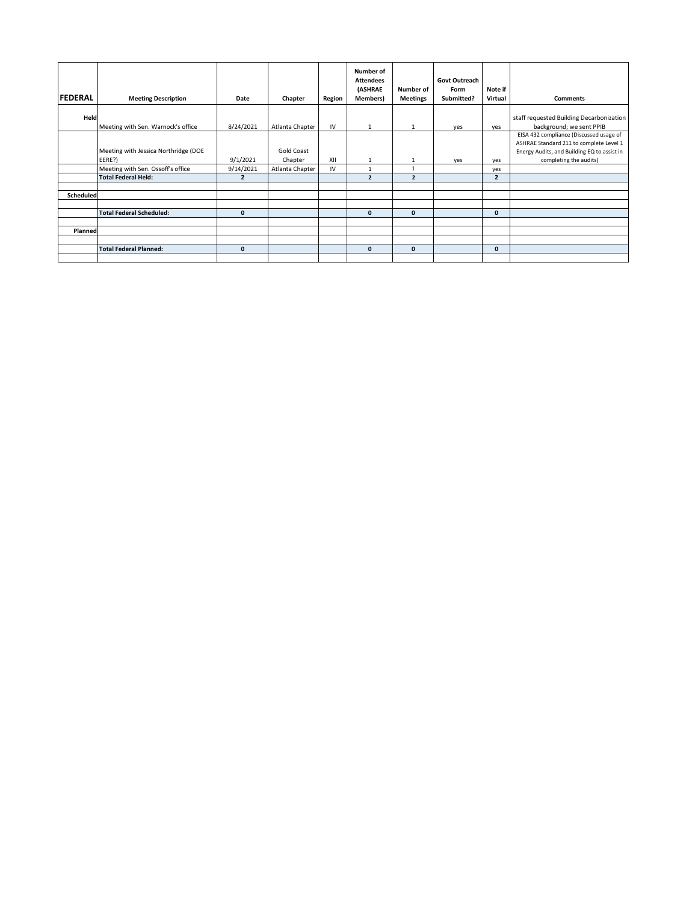| FEDERAL | Meeting Description | Date | Chapter | Region | Number of Attendees (ASHRAE Members) | Number of Meetings | Govt Outreach Form Submitted? | Note if Virtual | Comments |
|---|---|---|---|---|---|---|---|---|---|
| Held | Meeting with Sen. Warnock's office | 8/24/2021 | Atlanta Chapter | IV | 1 | 1 | yes | yes | staff requested Building Decarbonization background; we sent PPIB |
| | Meeting with Jessica Northridge (DOE EERE?) | 9/1/2021 | Gold Coast Chapter | XII | 1 | 1 | yes | yes | EISA 432 compliance (Discussed usage of ASHRAE Standard 211 to complete Level 1 Energy Audits, and Building EQ to assist in completing the audits) |
| | Meeting with Sen. Ossoff's office | 9/14/2021 | Atlanta Chapter | IV | 1 | 1 | | yes | |
| | **Total Federal Held:** | **2** | | | **2** | **2** | | **2** | |
| | | | | | | | | | |
| Scheduled | | | | | | | | | |
| | | | | | | | | | |
| | **Total Federal Scheduled:** | **0** | | | **0** | **0** | | **0** | |
| | | | | | | | | | |
| Planned | | | | | | | | | |
| | | | | | | | | | |
| | **Total Federal Planned:** | **0** | | | **0** | **0** | | **0** | |
| | | | | | | | | | |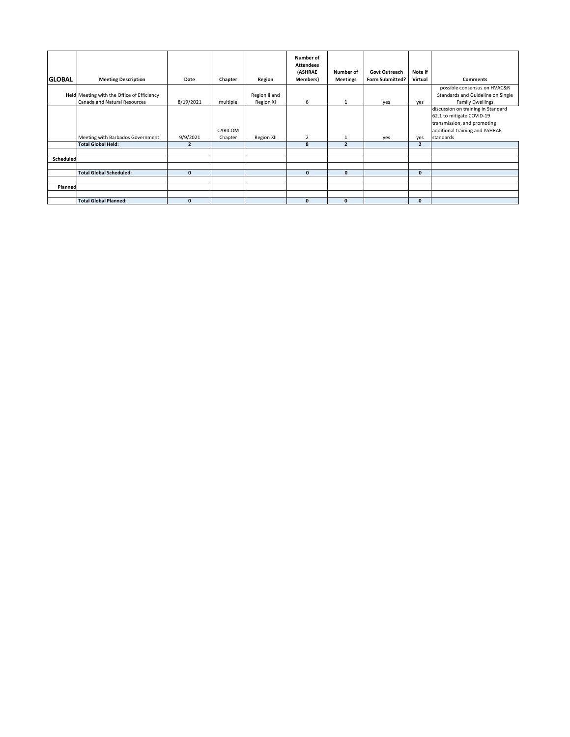| GLOBAL | Meeting Description | Date | Chapter | Region | Number of Attendees (ASHRAE Members) | Number of Meetings | Govt Outreach Form Submitted? | Note if Virtual | Comments |
|---|---|---|---|---|---|---|---|---|---|
| Held | Meeting with the Office of Efficiency Canada and Natural Resources | 8/19/2021 | multiple | Region II and Region XI | 6 | 1 | yes | yes | possible consensus on HVAC&R Standards and Guideline on Single Family Dwellings |
| | Meeting with Barbados Government | 9/9/2021 | CARICOM Chapter | Region XII | 2 | 1 | yes | yes | discussion on training in Standard 62.1 to mitigate COVID-19 transmission, and promoting additional training and ASHRAE standards |
| | **Total Global Held:** | **2** | | | **8** | **2** | | **2** | |
| | | | | | | | | | |
| Scheduled | | | | | | | | | |
| | | | | | | | | | |
| | **Total Global Scheduled:** | **0** | | | **0** | **0** | | **0** | |
| | | | | | | | | | |
| Planned | | | | | | | | | |
| | | | | | | | | | |
| | **Total Global Planned:** | **0** | | | **0** | **0** | | **0** | |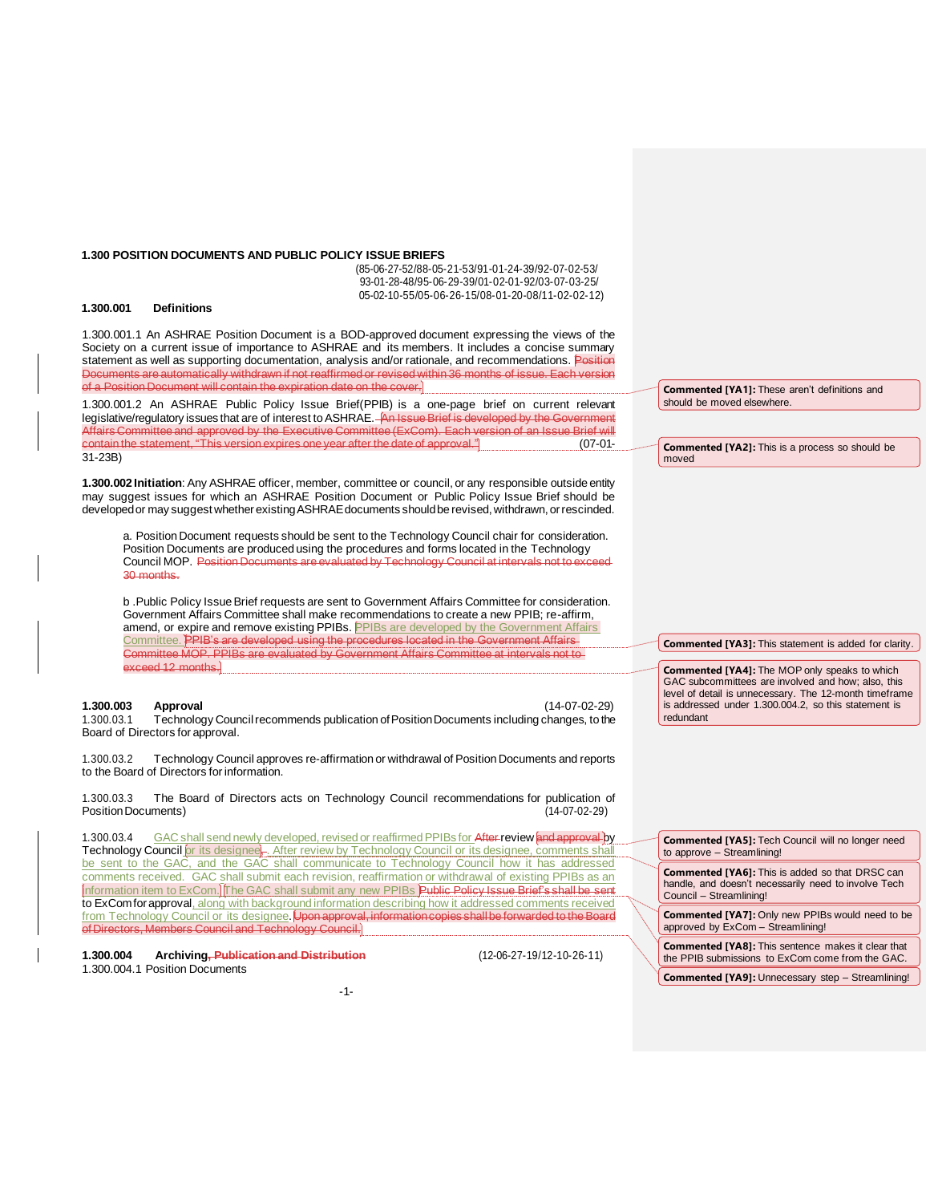**1.300 POSITION DOCUMENTS AND PUBLIC POLICY ISSUE BRIEFS**

(85-06-27-52/88-05-21-53/91-01-24-39/92-07-02-53/
93-01-28-48/95-06-29-39/01-02-01-92/03-07-03-25/
05-02-10-55/05-06-26-15/08-01-20-08/11-02-02-12)

**1.300.001 Definitions**

1.300.001.1 An ASHRAE Position Document is a BOD-approved document expressing the views of the Society on a current issue of importance to ASHRAE and its members. It includes a concise summary statement as well as supporting documentation, analysis and/or rationale, and recommendations. ~~Position Documents are automatically withdrawn if not reaffirmed or revised within 36 months of issue. Each version of a Position Document will contain the expiration date on the cover.~~

1.300.001.2 An ASHRAE Public Policy Issue Brief(PPIB) is a one-page brief on current relevant legislative/regulatory issues that are of interest to ASHRAE. ~~An Issue Brief is developed by the Government Affairs Committee and approved by the Executive Committee (ExCom). Each version of an Issue Brief will contain the statement, "This version expires one year after the date of approval."~~ (07-01-31-23B)

**1.300.002 Initiation**: Any ASHRAE officer, member, committee or council, or any responsible outside entity may suggest issues for which an ASHRAE Position Document or Public Policy Issue Brief should be developed or may suggest whether existing ASHRAE documents should be revised, withdrawn, or rescinded.

a. Position Document requests should be sent to the Technology Council chair for consideration. Position Documents are produced using the procedures and forms located in the Technology Council MOP. ~~Position Documents are evaluated by Technology Council at intervals not to exceed 30 months.~~

b .Public Policy Issue Brief requests are sent to Government Affairs Committee for consideration. Government Affairs Committee shall make recommendations to create a new PPIB; re-affirm, amend, or expire and remove existing PPIBs. PPIBs are developed by the Government Affairs Committee. ~~PPIB's are developed using the procedures located in the Government Affairs Committee MOP. PPIBs are evaluated by Government Affairs Committee at intervals not to exceed 12 months.~~

**1.300.003 Approval** (14-07-02-29)

1.300.03.1 Technology Council recommends publication of Position Documents including changes, to the Board of Directors for approval.

1.300.03.2 Technology Council approves re-affirmation or withdrawal of Position Documents and reports to the Board of Directors for information.

1.300.03.3 The Board of Directors acts on Technology Council recommendations for publication of Position Documents) (14-07-02-29)

1.300.03.4 GAC shall send newly developed, revised or reaffirmed PPIBs for ~~After~~ review ~~and approval~~ by Technology Council or its designee~~,~~. After review by Technology Council or its designee, comments shall be sent to the GAC, and the GAC shall communicate to Technology Council how it has addressed comments received. GAC shall submit each revision, reaffirmation or withdrawal of existing PPIBs as an information item to ExCom. The GAC shall submit any new PPIBs ~~Public Policy Issue Brief's shall be sent~~ to ExCom for approval, along with background information describing how it addressed comments received from Technology Council or its designee. ~~Upon approval, information copies shall be forwarded to the Board of Directors, Members Council and Technology Council.~~

**1.300.004 Archiving~~, Publication and Distribution~~** (12-06-27-19/12-10-26-11)

1.300.004.1 Position Documents

---

**Commented [YA1]:** These aren't definitions and should be moved elsewhere.

**Commented [YA2]:** This is a process so should be moved

**Commented [YA3]:** This statement is added for clarity.

**Commented [YA4]:** The MOP only speaks to which GAC subcommittees are involved and how; also, this level of detail is unnecessary. The 12-month timeframe is addressed under 1.300.004.2, so this statement is redundant

**Commented [YA5]:** Tech Council will no longer need to approve – Streamlining!

**Commented [YA6]:** This is added so that DRSC can handle, and doesn't necessarily need to involve Tech Council – Streamlining!

**Commented [YA7]:** Only new PPIBs would need to be approved by ExCom – Streamlining!

**Commented [YA8]:** This sentence makes it clear that the PPIB submissions to ExCom come from the GAC.

**Commented [YA9]:** Unnecessary step – Streamlining!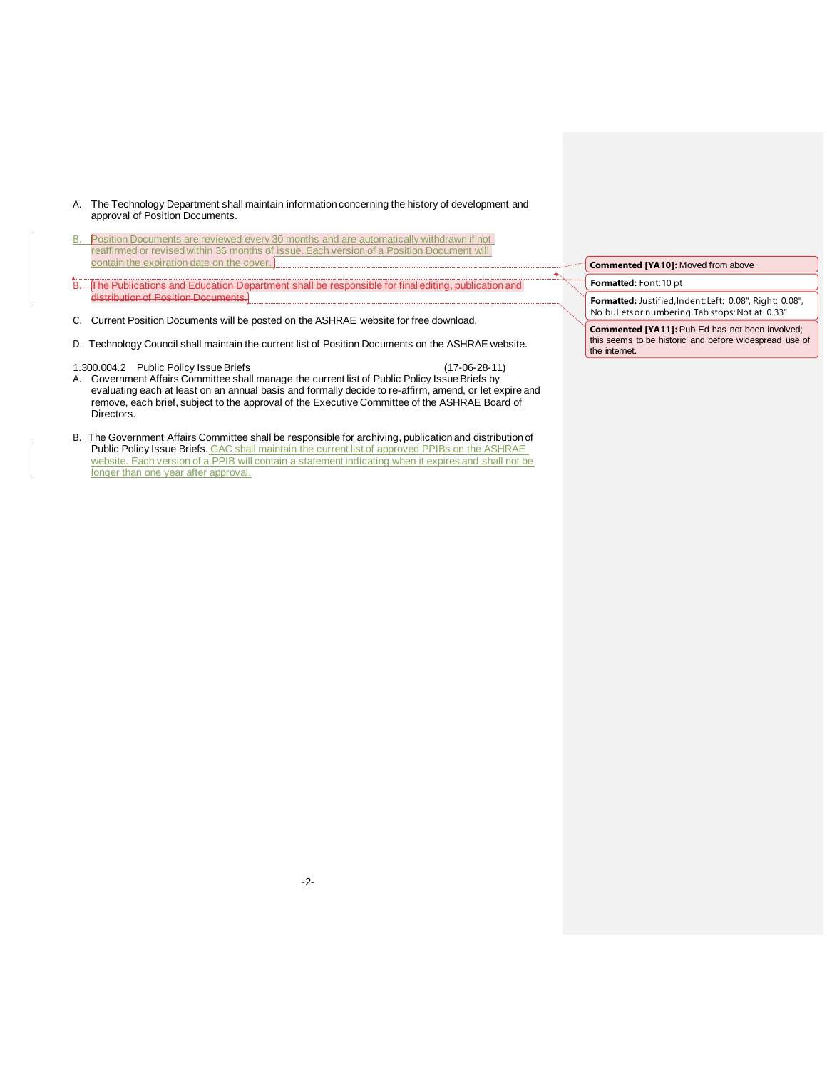A. The Technology Department shall maintain information concerning the history of development and approval of Position Documents.

B. Position Documents are reviewed every 30 months and are automatically withdrawn if not reaffirmed or revised within 36 months of issue. Each version of a Position Document will contain the expiration date on the cover.

~~B. The Publications and Education Department shall be responsible for final editing, publication and distribution of Position Documents.~~

C. Current Position Documents will be posted on the ASHRAE website for free download.

D. Technology Council shall maintain the current list of Position Documents on the ASHRAE website.

1.300.004.2 Public Policy Issue Briefs (17-06-28-11)

A. Government Affairs Committee shall manage the current list of Public Policy Issue Briefs by evaluating each at least on an annual basis and formally decide to re-affirm, amend, or let expire and remove, each brief, subject to the approval of the Executive Committee of the ASHRAE Board of Directors.

B. The Government Affairs Committee shall be responsible for archiving, publication and distribution of Public Policy Issue Briefs. GAC shall maintain the current list of approved PPIBs on the ASHRAE website. Each version of a PPIB will contain a statement indicating when it expires and shall not be longer than one year after approval.

**Commented [YA10]:** Moved from above

**Formatted:** Font: 10 pt

**Formatted:** Justified, Indent: Left: 0.08", Right: 0.08", No bullets or numbering, Tab stops: Not at 0.33"

**Commented [YA11]:** Pub-Ed has not been involved; this seems to be historic and before widespread use of the internet.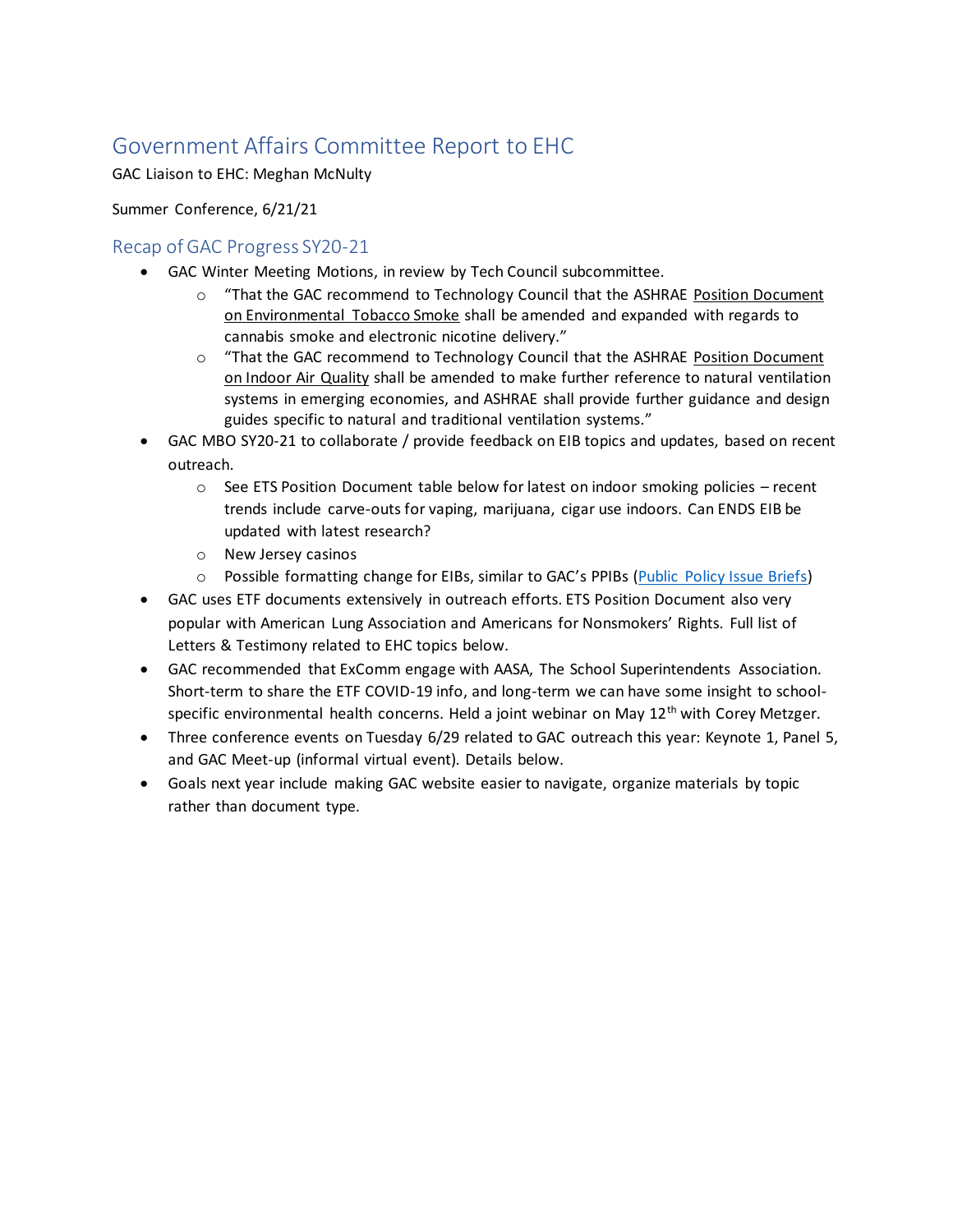# Government Affairs Committee Report to EHC

GAC Liaison to EHC: Meghan McNulty

Summer Conference, 6/21/21

## Recap of GAC Progress SY20-21

- GAC Winter Meeting Motions, in review by Tech Council subcommittee.
  - "That the GAC recommend to Technology Council that the ASHRAE Position Document on Environmental Tobacco Smoke shall be amended and expanded with regards to cannabis smoke and electronic nicotine delivery."
  - "That the GAC recommend to Technology Council that the ASHRAE Position Document on Indoor Air Quality shall be amended to make further reference to natural ventilation systems in emerging economies, and ASHRAE shall provide further guidance and design guides specific to natural and traditional ventilation systems."
- GAC MBO SY20-21 to collaborate / provide feedback on EIB topics and updates, based on recent outreach.
  - See ETS Position Document table below for latest on indoor smoking policies – recent trends include carve-outs for vaping, marijuana, cigar use indoors. Can ENDS EIB be updated with latest research?
  - New Jersey casinos
  - Possible formatting change for EIBs, similar to GAC's PPIBs (Public Policy Issue Briefs)
- GAC uses ETF documents extensively in outreach efforts. ETS Position Document also very popular with American Lung Association and Americans for Nonsmokers' Rights. Full list of Letters & Testimony related to EHC topics below.
- GAC recommended that ExComm engage with AASA, The School Superintendents Association. Short-term to share the ETF COVID-19 info, and long-term we can have some insight to school-specific environmental health concerns. Held a joint webinar on May 12th with Corey Metzger.
- Three conference events on Tuesday 6/29 related to GAC outreach this year: Keynote 1, Panel 5, and GAC Meet-up (informal virtual event). Details below.
- Goals next year include making GAC website easier to navigate, organize materials by topic rather than document type.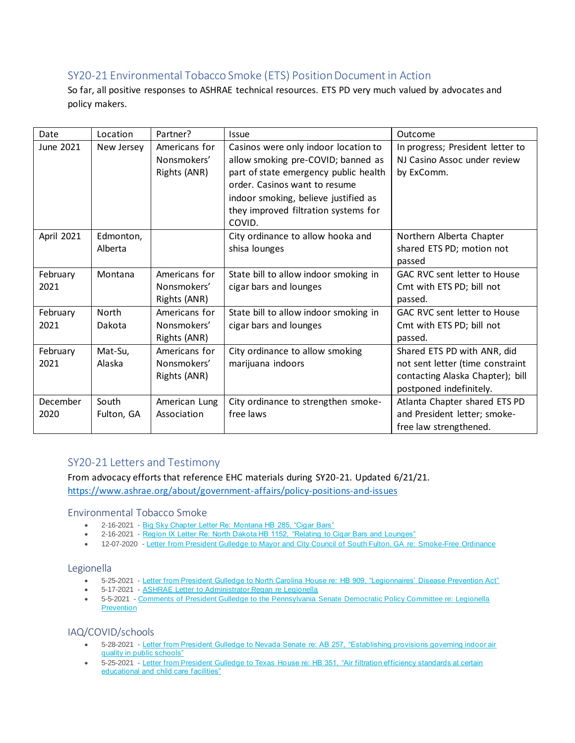## SY20-21 Environmental Tobacco Smoke (ETS) Position Document in Action

So far, all positive responses to ASHRAE technical resources. ETS PD very much valued by advocates and policy makers.

| Date | Location | Partner? | Issue | Outcome |
|---|---|---|---|---|
| June 2021 | New Jersey | Americans for Nonsmokers' Rights (ANR) | Casinos were only indoor location to allow smoking pre-COVID; banned as part of state emergency public health order. Casinos want to resume indoor smoking, believe justified as they improved filtration systems for COVID. | In progress; President letter to NJ Casino Assoc under review by ExComm. |
| April 2021 | Edmonton, Alberta | | City ordinance to allow hooka and shisa lounges | Northern Alberta Chapter shared ETS PD; motion not passed |
| February 2021 | Montana | Americans for Nonsmokers' Rights (ANR) | State bill to allow indoor smoking in cigar bars and lounges | GAC RVC sent letter to House Cmt with ETS PD; bill not passed. |
| February 2021 | North Dakota | Americans for Nonsmokers' Rights (ANR) | State bill to allow indoor smoking in cigar bars and lounges | GAC RVC sent letter to House Cmt with ETS PD; bill not passed. |
| February 2021 | Mat-Su, Alaska | Americans for Nonsmokers' Rights (ANR) | City ordinance to allow smoking marijuana indoors | Shared ETS PD with ANR, did not sent letter (time constraint contacting Alaska Chapter); bill postponed indefinitely. |
| December 2020 | South Fulton, GA | American Lung Association | City ordinance to strengthen smoke-free laws | Atlanta Chapter shared ETS PD and President letter; smoke-free law strengthened. |

## SY20-21 Letters and Testimony

From advocacy efforts that reference EHC materials during SY20-21. Updated 6/21/21.
https://www.ashrae.org/about/government-affairs/policy-positions-and-issues

### Environmental Tobacco Smoke

- 2-16-2021 - Big Sky Chapter Letter Re: Montana HB 285, "Cigar Bars"
- 2-16-2021 - Region IX Letter Re: North Dakota HB 1152, "Relating to Cigar Bars and Lounges"
- 12-07-2020 - Letter from President Gulledge to Mayor and City Council of South Fulton, GA re: Smoke-Free Ordinance

### Legionella

- 5-25-2021 - Letter from President Gulledge to North Carolina House re: HB 909, "Legionnaires' Disease Prevention Act"
- 5-17-2021 - ASHRAE Letter to Administrator Regan re Legionella
- 5-5-2021 - Comments of President Gulledge to the Pennsylvania Senate Democratic Policy Committee re: Legionella Prevention

### IAQ/COVID/schools

- 5-28-2021 - Letter from President Gulledge to Nevada Senate re: AB 257, "Establishing provisions governing indoor air quality in public schools"
- 5-25-2021 - Letter from President Gulledge to Texas House re: HB 351, "Air filtration efficiency standards at certain educational and child care facilities"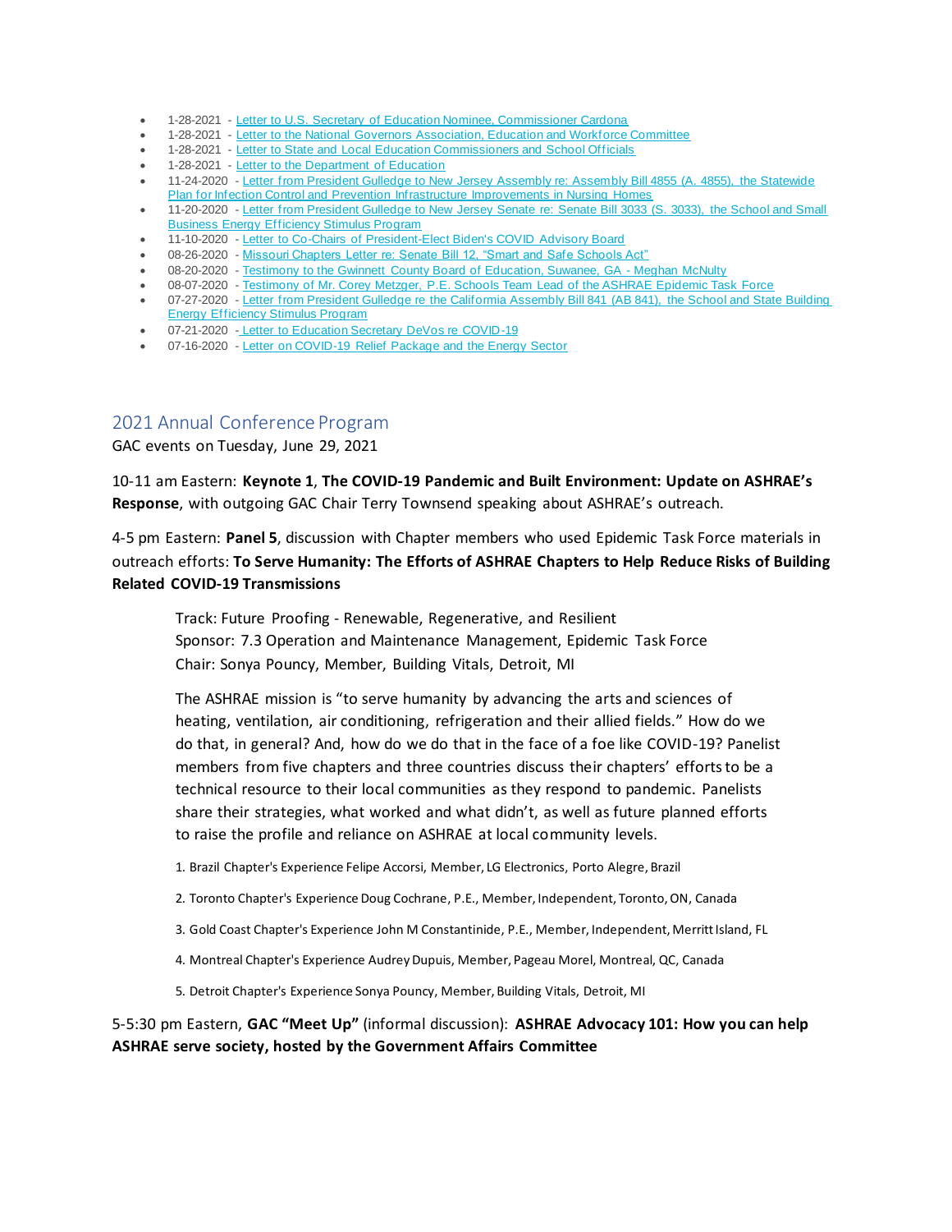- 1-28-2021 - Letter to U.S. Secretary of Education Nominee, Commissioner Cardona
- 1-28-2021 - Letter to the National Governors Association, Education and Workforce Committee
- 1-28-2021 - Letter to State and Local Education Commissioners and School Officials
- 1-28-2021 - Letter to the Department of Education
- 11-24-2020 - Letter from President Gulledge to New Jersey Assembly re: Assembly Bill 4855 (A. 4855), the Statewide Plan for Infection Control and Prevention Infrastructure Improvements in Nursing Homes
- 11-20-2020 - Letter from President Gulledge to New Jersey Senate re: Senate Bill 3033 (S. 3033), the School and Small Business Energy Efficiency Stimulus Program
- 11-10-2020 - Letter to Co-Chairs of President-Elect Biden's COVID Advisory Board
- 08-26-2020 - Missouri Chapters Letter re: Senate Bill 12, "Smart and Safe Schools Act"
- 08-20-2020 - Testimony to the Gwinnett County Board of Education, Suwanee, GA - Meghan McNulty
- 08-07-2020 - Testimony of Mr. Corey Metzger, P.E. Schools Team Lead of the ASHRAE Epidemic Task Force
- 07-27-2020 - Letter from President Gulledge re the California Assembly Bill 841 (AB 841), the School and State Building Energy Efficiency Stimulus Program
- 07-21-2020 - Letter to Education Secretary DeVos re COVID-19
- 07-16-2020 - Letter on COVID-19 Relief Package and the Energy Sector

## 2021 Annual Conference Program

GAC events on Tuesday, June 29, 2021

10-11 am Eastern: **Keynote 1**, **The COVID-19 Pandemic and Built Environment: Update on ASHRAE's Response**, with outgoing GAC Chair Terry Townsend speaking about ASHRAE's outreach.

4-5 pm Eastern: **Panel 5**, discussion with Chapter members who used Epidemic Task Force materials in outreach efforts: **To Serve Humanity: The Efforts of ASHRAE Chapters to Help Reduce Risks of Building Related COVID-19 Transmissions**

> Track: Future Proofing - Renewable, Regenerative, and Resilient
> Sponsor: 7.3 Operation and Maintenance Management, Epidemic Task Force
> Chair: Sonya Pouncy, Member, Building Vitals, Detroit, MI
>
> The ASHRAE mission is "to serve humanity by advancing the arts and sciences of heating, ventilation, air conditioning, refrigeration and their allied fields." How do we do that, in general? And, how do we do that in the face of a foe like COVID-19? Panelist members from five chapters and three countries discuss their chapters' efforts to be a technical resource to their local communities as they respond to pandemic. Panelists share their strategies, what worked and what didn't, as well as future planned efforts to raise the profile and reliance on ASHRAE at local community levels.
>
> 1. Brazil Chapter's Experience Felipe Accorsi, Member, LG Electronics, Porto Alegre, Brazil
> 2. Toronto Chapter's Experience Doug Cochrane, P.E., Member, Independent, Toronto, ON, Canada
> 3. Gold Coast Chapter's Experience John M Constantinide, P.E., Member, Independent, Merritt Island, FL
> 4. Montreal Chapter's Experience Audrey Dupuis, Member, Pageau Morel, Montreal, QC, Canada
> 5. Detroit Chapter's Experience Sonya Pouncy, Member, Building Vitals, Detroit, MI

5-5:30 pm Eastern, **GAC "Meet Up"** (informal discussion): **ASHRAE Advocacy 101: How you can help ASHRAE serve society, hosted by the Government Affairs Committee**